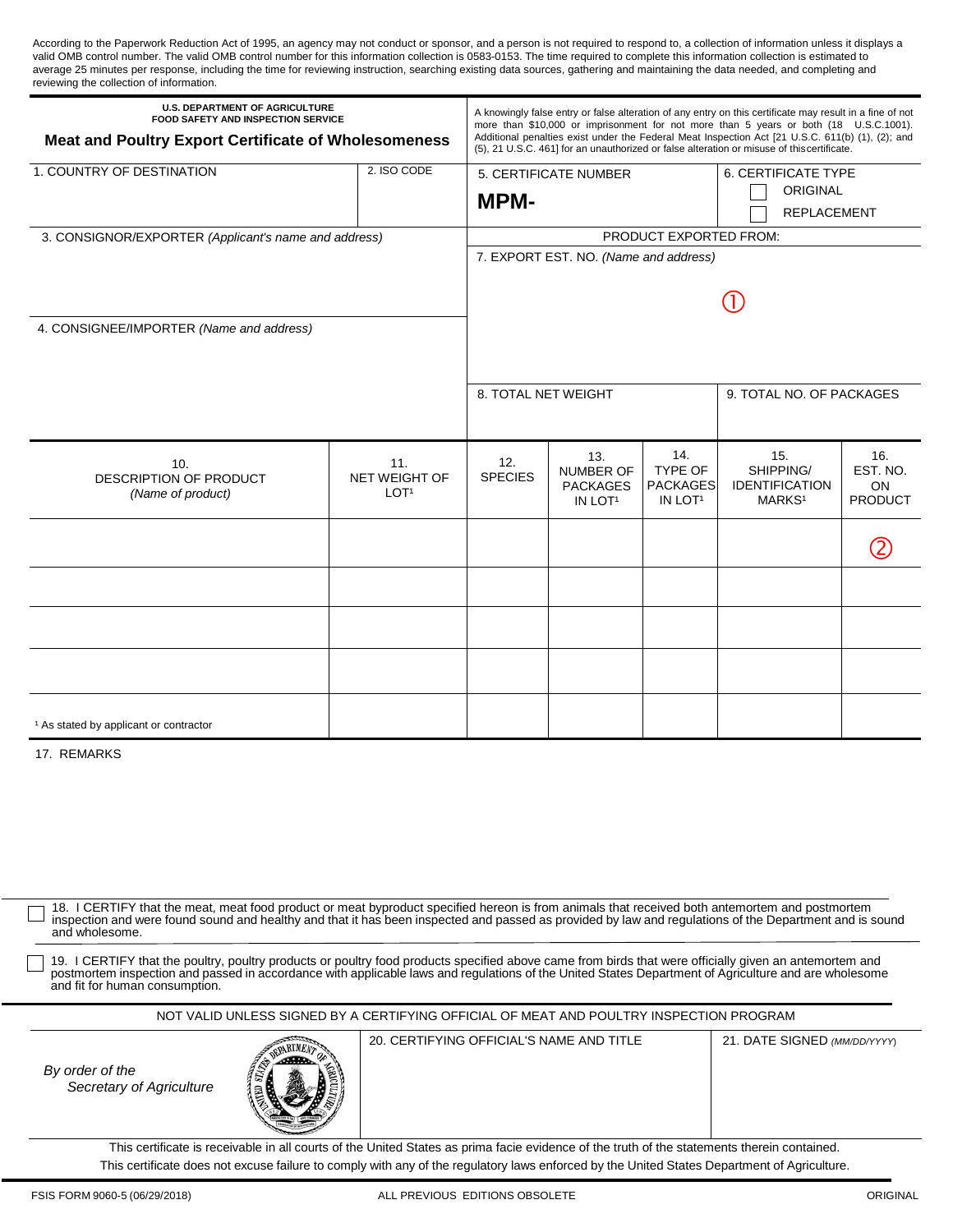According to the Paperwork Reduction Act of 1995, an agency may not conduct or sponsor, and a person is not required to respond to, a collection of information unless it displays a valid OMB control number. The valid OMB control number for this information collection is 0583-0153. The time required to complete this information collection is estimated to average 25 minutes per response, including the time for reviewing instruction, searching existing data sources, gathering and maintaining the data needed, and completing and reviewing the collection of information.

**U.S. DEPARTMENT OF AGRICULTURE**
**FOOD SAFETY AND INSPECTION SERVICE**

# Meat and Poultry Export Certificate of Wholesomeness

A knowingly false entry or false alteration of any entry on this certificate may result in a fine of not more than $10,000 or imprisonment for not more than 5 years or both (18 U.S.C.1001). Additional penalties exist under the Federal Meat Inspection Act [21 U.S.C. 611(b) (1), (2); and (5), 21 U.S.C. 461] for an unauthorized or false alteration or misuse of this certificate.

| 1. COUNTRY OF DESTINATION | 2. ISO CODE | 5. CERTIFICATE NUMBER **MPM-** | 6. CERTIFICATE TYPE ☐ ORIGINAL ☐ REPLACEMENT |
|---|---|---|---|

3. CONSIGNOR/EXPORTER *(Applicant's name and address)*

4. CONSIGNEE/IMPORTER *(Name and address)*

PRODUCT EXPORTED FROM:

7. EXPORT EST. NO. *(Name and address)*

①

| 8. TOTAL NET WEIGHT | 9. TOTAL NO. OF PACKAGES |
|---|---|
| | |

| 10. DESCRIPTION OF PRODUCT *(Name of product)* | 11. NET WEIGHT OF LOT[1] | 12. SPECIES | 13. NUMBER OF PACKAGES IN LOT[1] | 14. TYPE OF PACKAGES IN LOT[1] | 15. SHIPPING/ IDENTIFICATION MARKS[1] | 16. EST. NO. ON PRODUCT |
|---|---|---|---|---|---|---|
| | | | | | | ② |
| | | | | | | |
| | | | | | | |
| | | | | | | |
| [1] As stated by applicant or contractor | | | | | | |

17. REMARKS

☐ 18. I CERTIFY that the meat, meat food product or meat byproduct specified hereon is from animals that received both antemortem and postmortem inspection and were found sound and healthy and that it has been inspected and passed as provided by law and regulations of the Department and is sound and wholesome.

☐ 19. I CERTIFY that the poultry, poultry products or poultry food products specified above came from birds that were officially given an antemortem and postmortem inspection and passed in accordance with applicable laws and regulations of the United States Department of Agriculture and are wholesome and fit for human consumption.

NOT VALID UNLESS SIGNED BY A CERTIFYING OFFICIAL OF MEAT AND POULTRY INSPECTION PROGRAM

| *By order of the Secretary of Agriculture* | 20. CERTIFYING OFFICIAL'S NAME AND TITLE | 21. DATE SIGNED *(MM/DD/YYYY)* |
|---|---|---|

This certificate is receivable in all courts of the United States as prima facie evidence of the truth of the statements therein contained.
This certificate does not excuse failure to comply with any of the regulatory laws enforced by the United States Department of Agriculture.

FSIS FORM 9060-5 (06/29/2018) ALL PREVIOUS EDITIONS OBSOLETE ORIGINAL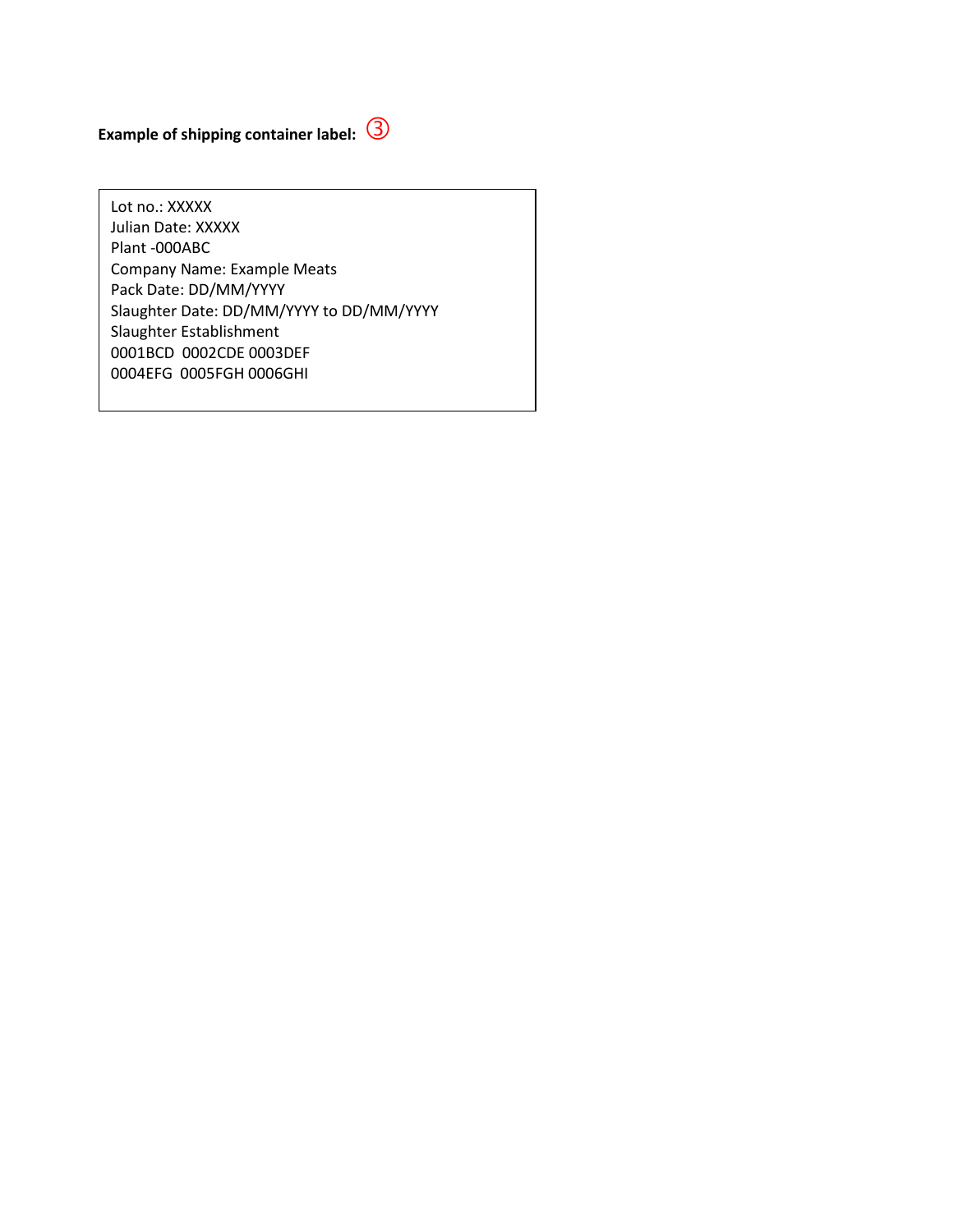**Example of shipping container label:** ③

Lot no.: XXXXX
Julian Date: XXXXX
Plant -000ABC
Company Name: Example Meats
Pack Date: DD/MM/YYYY
Slaughter Date: DD/MM/YYYY to DD/MM/YYYY
Slaughter Establishment
0001BCD 0002CDE 0003DEF
0004EFG 0005FGH 0006GHI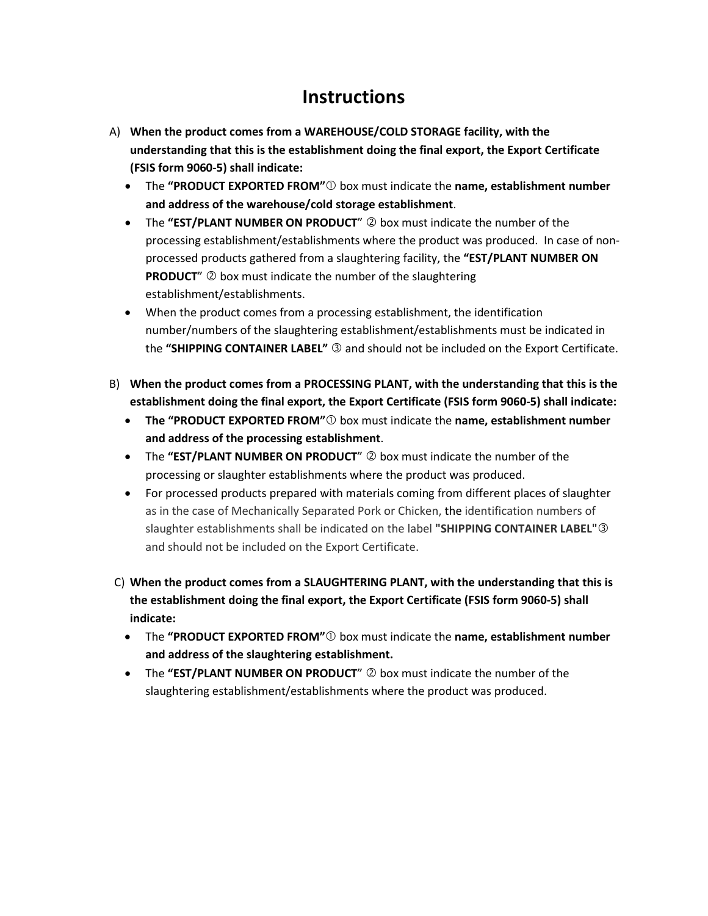# Instructions

A) **When the product comes from a WAREHOUSE/COLD STORAGE facility, with the understanding that this is the establishment doing the final export, the Export Certificate (FSIS form 9060-5) shall indicate:**

- The **“PRODUCT EXPORTED FROM”**① box must indicate the **name, establishment number and address of the warehouse/cold storage establishment**.
- The **“EST/PLANT NUMBER ON PRODUCT”** ② box must indicate the number of the processing establishment/establishments where the product was produced. In case of non-processed products gathered from a slaughtering facility, the **“EST/PLANT NUMBER ON PRODUCT”** ② box must indicate the number of the slaughtering establishment/establishments.
- When the product comes from a processing establishment, the identification number/numbers of the slaughtering establishment/establishments must be indicated in the **“SHIPPING CONTAINER LABEL”** ③ and should not be included on the Export Certificate.

B) **When the product comes from a PROCESSING PLANT, with the understanding that this is the establishment doing the final export, the Export Certificate (FSIS form 9060-5) shall indicate:**

- **The “PRODUCT EXPORTED FROM”**① box must indicate the **name, establishment number and address of the processing establishment**.
- The **“EST/PLANT NUMBER ON PRODUCT”** ② box must indicate the number of the processing or slaughter establishments where the product was produced.
- For processed products prepared with materials coming from different places of slaughter as in the case of Mechanically Separated Pork or Chicken, the identification numbers of slaughter establishments shall be indicated on the label **"SHIPPING CONTAINER LABEL"**③ and should not be included on the Export Certificate.

C) **When the product comes from a SLAUGHTERING PLANT, with the understanding that this is the establishment doing the final export, the Export Certificate (FSIS form 9060-5) shall indicate:**

- The **“PRODUCT EXPORTED FROM”**① box must indicate the **name, establishment number and address of the slaughtering establishment.**
- The **“EST/PLANT NUMBER ON PRODUCT”** ② box must indicate the number of the slaughtering establishment/establishments where the product was produced.